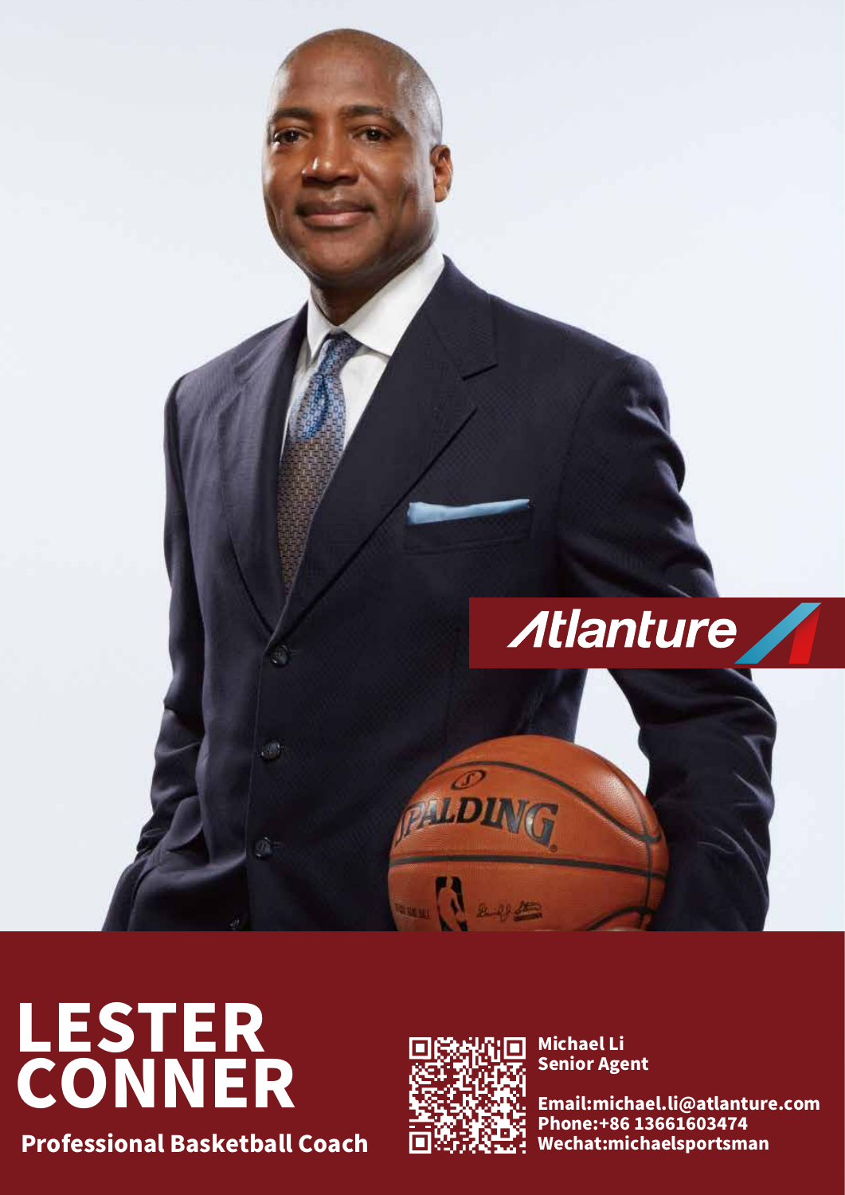Atlanture

# LESTER CONNER

**Professional Basketball Coach**

**Michael Li**
**Senior Agent**

**Email:michael.li@atlanture.com**
**Phone:+86 13661603474**
**Wechat:michaelsportsman**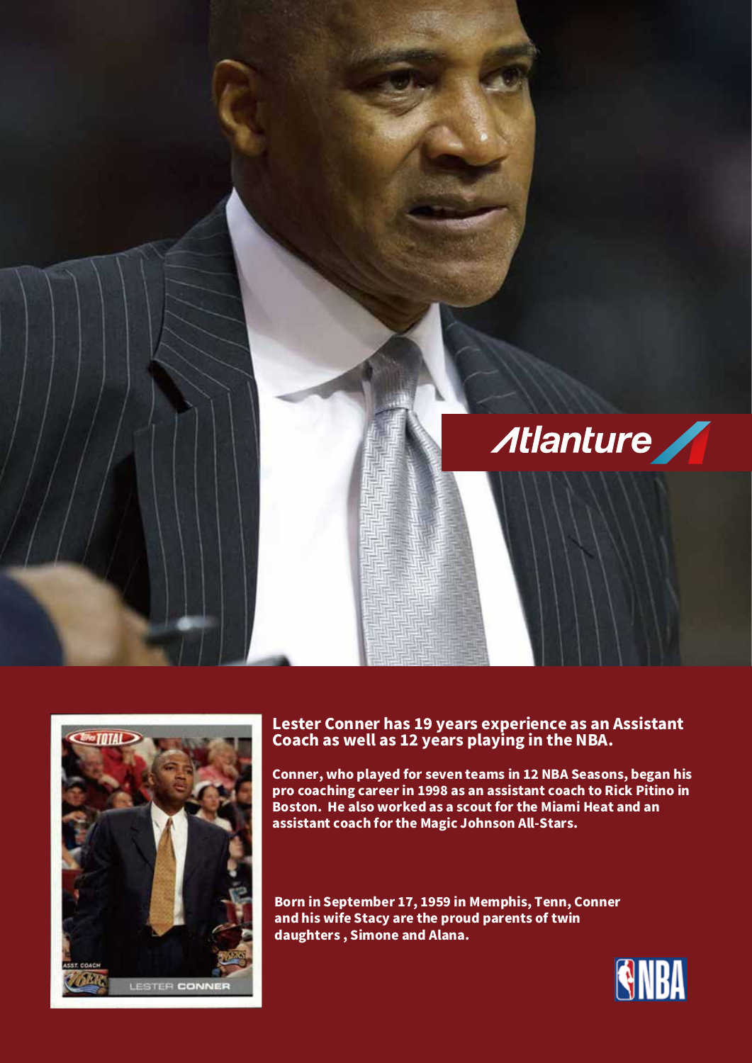**Lester Conner has 19 years experience as an Assistant Coach as well as 12 years playing in the NBA.**

**Conner, who played for seven teams in 12 NBA Seasons, began his pro coaching career in 1998 as an assistant coach to Rick Pitino in Boston. He also worked as a scout for the Miami Heat and an assistant coach for the Magic Johnson All-Stars.**

**Born in September 17, 1959 in Memphis, Tenn, Conner and his wife Stacy are the proud parents of twin daughters , Simone and Alana.**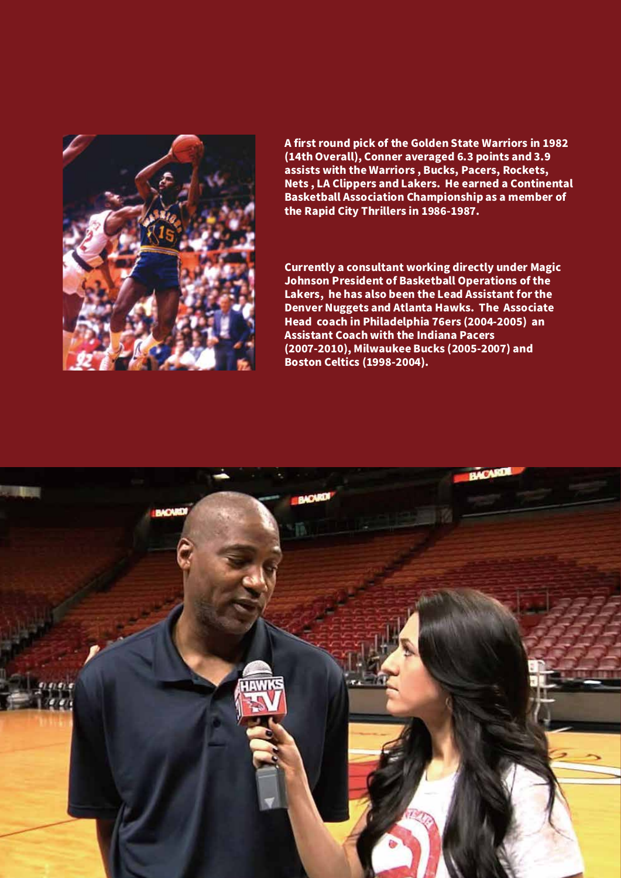**A first round pick of the Golden State Warriors in 1982 (14th Overall), Conner averaged 6.3 points and 3.9 assists with the Warriors , Bucks, Pacers, Rockets, Nets , LA Clippers and Lakers. He earned a Continental Basketball Association Championship as a member of the Rapid City Thrillers in 1986-1987.**

**Currently a consultant working directly under Magic Johnson President of Basketball Operations of the Lakers, he has also been the Lead Assistant for the Denver Nuggets and Atlanta Hawks. The Associate Head coach in Philadelphia 76ers (2004-2005) an Assistant Coach with the Indiana Pacers (2007-2010), Milwaukee Bucks (2005-2007) and Boston Celtics (1998-2004).**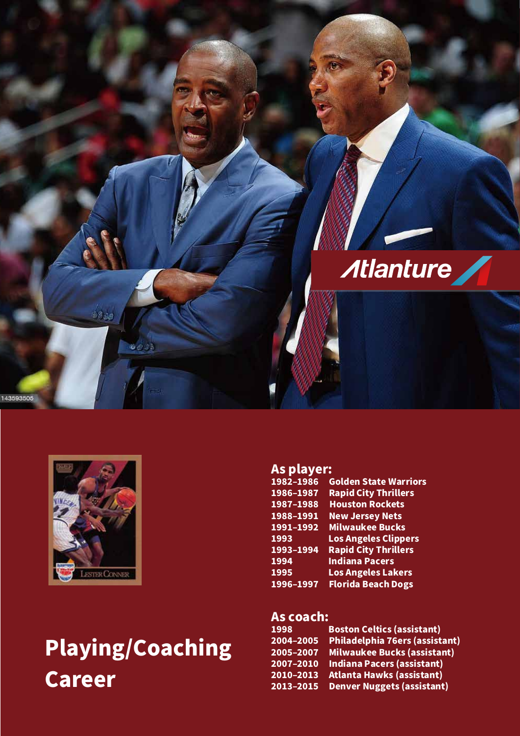## Playing/Coaching Career

### As player:

| | |
|---|---|
| 1982–1986 | Golden State Warriors |
| 1986–1987 | Rapid City Thrillers |
| 1987–1988 | Houston Rockets |
| 1988–1991 | New Jersey Nets |
| 1991–1992 | Milwaukee Bucks |
| 1993 | Los Angeles Clippers |
| 1993–1994 | Rapid City Thrillers |
| 1994 | Indiana Pacers |
| 1995 | Los Angeles Lakers |
| 1996–1997 | Florida Beach Dogs |

### As coach:

| | |
|---|---|
| 1998 | Boston Celtics (assistant) |
| 2004–2005 | Philadelphia 76ers (assistant) |
| 2005–2007 | Milwaukee Bucks (assistant) |
| 2007–2010 | Indiana Pacers (assistant) |
| 2010–2013 | Atlanta Hawks (assistant) |
| 2013–2015 | Denver Nuggets (assistant) |